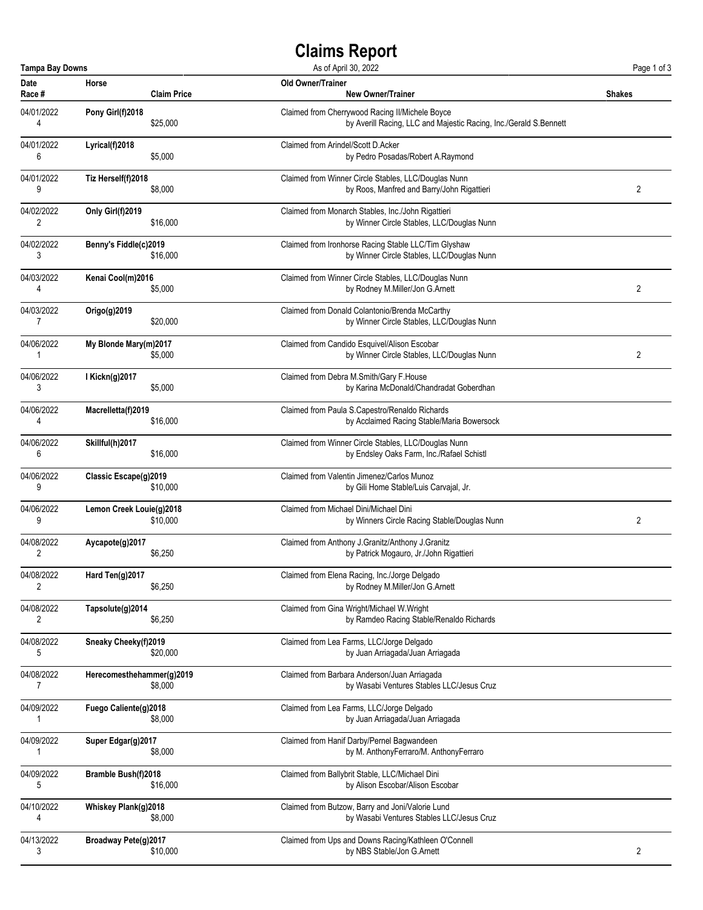# Claims Report

**Tampa Bay Downs** — As of April 30, 2022

| Date / Race # | Horse / Claim Price | Old Owner/Trainer / New Owner/Trainer | Shakes |
|---|---|---|---|
| 04/01/2022<br>4 | **Pony Girl(f)2018**<br>$25,000 | Claimed from Cherrywood Racing II/Michele Boyce<br>by Averill Racing, LLC and Majestic Racing, Inc./Gerald S.Bennett | |
| 04/01/2022<br>6 | **Lyrical(f)2018**<br>$5,000 | Claimed from Arindel/Scott D.Acker<br>by Pedro Posadas/Robert A.Raymond | |
| 04/01/2022<br>9 | **Tiz Herself(f)2018**<br>$8,000 | Claimed from Winner Circle Stables, LLC/Douglas Nunn<br>by Roos, Manfred and Barry/John Rigattieri | 2 |
| 04/02/2022<br>2 | **Only Girl(f)2019**<br>$16,000 | Claimed from Monarch Stables, Inc./John Rigattieri<br>by Winner Circle Stables, LLC/Douglas Nunn | |
| 04/02/2022<br>3 | **Benny's Fiddle(c)2019**<br>$16,000 | Claimed from Ironhorse Racing Stable LLC/Tim Glyshaw<br>by Winner Circle Stables, LLC/Douglas Nunn | |
| 04/03/2022<br>4 | **Kenai Cool(m)2016**<br>$5,000 | Claimed from Winner Circle Stables, LLC/Douglas Nunn<br>by Rodney M.Miller/Jon G.Arnett | 2 |
| 04/03/2022<br>7 | **Origo(g)2019**<br>$20,000 | Claimed from Donald Colantonio/Brenda McCarthy<br>by Winner Circle Stables, LLC/Douglas Nunn | |
| 04/06/2022<br>1 | **My Blonde Mary(m)2017**<br>$5,000 | Claimed from Candido Esquivel/Alison Escobar<br>by Winner Circle Stables, LLC/Douglas Nunn | 2 |
| 04/06/2022<br>3 | **I Kickn(g)2017**<br>$5,000 | Claimed from Debra M.Smith/Gary F.House<br>by Karina McDonald/Chandradat Goberdhan | |
| 04/06/2022<br>4 | **Macrelletta(f)2019**<br>$16,000 | Claimed from Paula S.Capestro/Renaldo Richards<br>by Acclaimed Racing Stable/Maria Bowersock | |
| 04/06/2022<br>6 | **Skillful(h)2017**<br>$16,000 | Claimed from Winner Circle Stables, LLC/Douglas Nunn<br>by Endsley Oaks Farm, Inc./Rafael Schistl | |
| 04/06/2022<br>9 | **Classic Escape(g)2019**<br>$10,000 | Claimed from Valentin Jimenez/Carlos Munoz<br>by Gili Home Stable/Luis Carvajal, Jr. | |
| 04/06/2022<br>9 | **Lemon Creek Louie(g)2018**<br>$10,000 | Claimed from Michael Dini/Michael Dini<br>by Winners Circle Racing Stable/Douglas Nunn | 2 |
| 04/08/2022<br>2 | **Aycapote(g)2017**<br>$6,250 | Claimed from Anthony J.Granitz/Anthony J.Granitz<br>by Patrick Mogauro, Jr./John Rigattieri | |
| 04/08/2022<br>2 | **Hard Ten(g)2017**<br>$6,250 | Claimed from Elena Racing, Inc./Jorge Delgado<br>by Rodney M.Miller/Jon G.Arnett | |
| 04/08/2022<br>2 | **Tapsolute(g)2014**<br>$6,250 | Claimed from Gina Wright/Michael W.Wright<br>by Ramdeo Racing Stable/Renaldo Richards | |
| 04/08/2022<br>5 | **Sneaky Cheeky(f)2019**<br>$20,000 | Claimed from Lea Farms, LLC/Jorge Delgado<br>by Juan Arriagada/Juan Arriagada | |
| 04/08/2022<br>7 | **Herecomesthehammer(g)2019**<br>$8,000 | Claimed from Barbara Anderson/Juan Arriagada<br>by Wasabi Ventures Stables LLC/Jesus Cruz | |
| 04/09/2022<br>1 | **Fuego Caliente(g)2018**<br>$8,000 | Claimed from Lea Farms, LLC/Jorge Delgado<br>by Juan Arriagada/Juan Arriagada | |
| 04/09/2022<br>1 | **Super Edgar(g)2017**<br>$8,000 | Claimed from Hanif Darby/Pernel Bagwandeen<br>by M. AnthonyFerraro/M. AnthonyFerraro | |
| 04/09/2022<br>5 | **Bramble Bush(f)2018**<br>$16,000 | Claimed from Ballybrit Stable, LLC/Michael Dini<br>by Alison Escobar/Alison Escobar | |
| 04/10/2022<br>4 | **Whiskey Plank(g)2018**<br>$8,000 | Claimed from Butzow, Barry and Joni/Valorie Lund<br>by Wasabi Ventures Stables LLC/Jesus Cruz | |
| 04/13/2022<br>3 | **Broadway Pete(g)2017**<br>$10,000 | Claimed from Ups and Downs Racing/Kathleen O'Connell<br>by NBS Stable/Jon G.Arnett | 2 |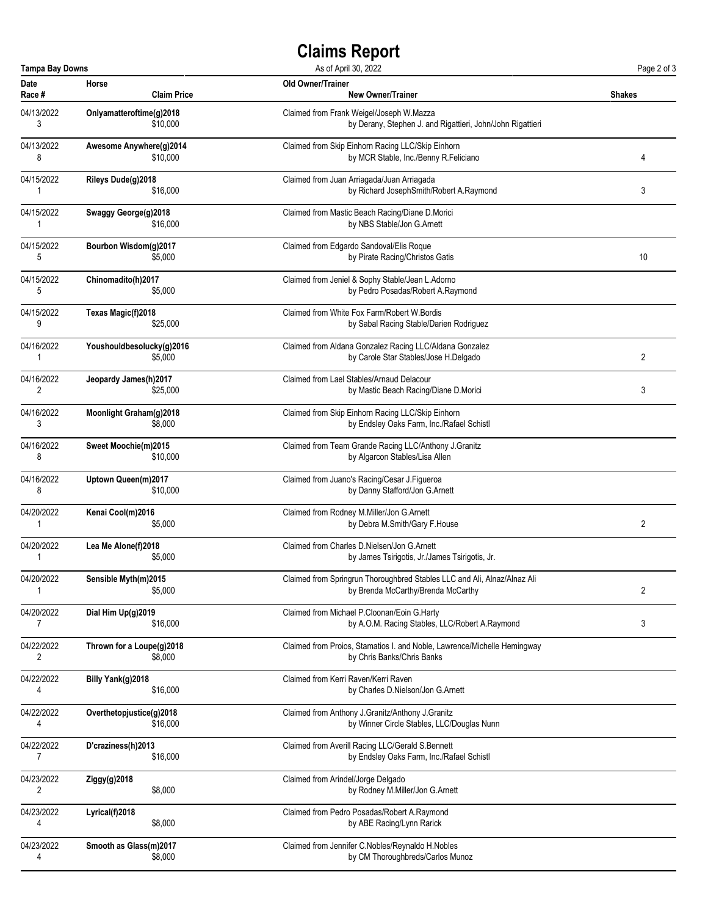# Claims Report

**Tampa Bay Downs** — As of April 30, 2022

| Date / Race # | Horse / Claim Price | Old Owner/Trainer / New Owner/Trainer | Shakes |
|---|---|---|---|
| 04/13/2022 / 3 | **Onlyamatteroftime(g)2018** / $10,000 | Claimed from Frank Weigel/Joseph W.Mazza / by Derany, Stephen J. and Rigattieri, John/John Rigattieri | |
| 04/13/2022 / 8 | **Awesome Anywhere(g)2014** / $10,000 | Claimed from Skip Einhorn Racing LLC/Skip Einhorn / by MCR Stable, Inc./Benny R.Feliciano | 4 |
| 04/15/2022 / 1 | **Rileys Dude(g)2018** / $16,000 | Claimed from Juan Arriagada/Juan Arriagada / by Richard JosephSmith/Robert A.Raymond | 3 |
| 04/15/2022 / 1 | **Swaggy George(g)2018** / $16,000 | Claimed from Mastic Beach Racing/Diane D.Morici / by NBS Stable/Jon G.Arnett | |
| 04/15/2022 / 5 | **Bourbon Wisdom(g)2017** / $5,000 | Claimed from Edgardo Sandoval/Elis Roque / by Pirate Racing/Christos Gatis | 10 |
| 04/15/2022 / 5 | **Chinomadito(h)2017** / $5,000 | Claimed from Jeniel & Sophy Stable/Jean L.Adorno / by Pedro Posadas/Robert A.Raymond | |
| 04/15/2022 / 9 | **Texas Magic(f)2018** / $25,000 | Claimed from White Fox Farm/Robert W.Bordis / by Sabal Racing Stable/Darien Rodriguez | |
| 04/16/2022 / 1 | **Youshouldbesolucky(g)2016** / $5,000 | Claimed from Aldana Gonzalez Racing LLC/Aldana Gonzalez / by Carole Star Stables/Jose H.Delgado | 2 |
| 04/16/2022 / 2 | **Jeopardy James(h)2017** / $25,000 | Claimed from Lael Stables/Arnaud Delacour / by Mastic Beach Racing/Diane D.Morici | 3 |
| 04/16/2022 / 3 | **Moonlight Graham(g)2018** / $8,000 | Claimed from Skip Einhorn Racing LLC/Skip Einhorn / by Endsley Oaks Farm, Inc./Rafael Schistl | |
| 04/16/2022 / 8 | **Sweet Moochie(m)2015** / $10,000 | Claimed from Team Grande Racing LLC/Anthony J.Granitz / by Algarcon Stables/Lisa Allen | |
| 04/16/2022 / 8 | **Uptown Queen(m)2017** / $10,000 | Claimed from Juano's Racing/Cesar J.Figueroa / by Danny Stafford/Jon G.Arnett | |
| 04/20/2022 / 1 | **Kenai Cool(m)2016** / $5,000 | Claimed from Rodney M.Miller/Jon G.Arnett / by Debra M.Smith/Gary F.House | 2 |
| 04/20/2022 / 1 | **Lea Me Alone(f)2018** / $5,000 | Claimed from Charles D.Nielsen/Jon G.Arnett / by James Tsirigotis, Jr./James Tsirigotis, Jr. | |
| 04/20/2022 / 1 | **Sensible Myth(m)2015** / $5,000 | Claimed from Springrun Thoroughbred Stables LLC and Ali, Alnaz/Alnaz Ali / by Brenda McCarthy/Brenda McCarthy | 2 |
| 04/20/2022 / 7 | **Dial Him Up(g)2019** / $16,000 | Claimed from Michael P.Cloonan/Eoin G.Harty / by A.O.M. Racing Stables, LLC/Robert A.Raymond | 3 |
| 04/22/2022 / 2 | **Thrown for a Loupe(g)2018** / $8,000 | Claimed from Proios, Stamatios I. and Noble, Lawrence/Michelle Hemingway / by Chris Banks/Chris Banks | |
| 04/22/2022 / 4 | **Billy Yank(g)2018** / $16,000 | Claimed from Kerri Raven/Kerri Raven / by Charles D.Nielson/Jon G.Arnett | |
| 04/22/2022 / 4 | **Overthetopjustice(g)2018** / $16,000 | Claimed from Anthony J.Granitz/Anthony J.Granitz / by Winner Circle Stables, LLC/Douglas Nunn | |
| 04/22/2022 / 7 | **D'craziness(h)2013** / $16,000 | Claimed from Averill Racing LLC/Gerald S.Bennett / by Endsley Oaks Farm, Inc./Rafael Schistl | |
| 04/23/2022 / 2 | **Ziggy(g)2018** / $8,000 | Claimed from Arindel/Jorge Delgado / by Rodney M.Miller/Jon G.Arnett | |
| 04/23/2022 / 4 | **Lyrical(f)2018** / $8,000 | Claimed from Pedro Posadas/Robert A.Raymond / by ABE Racing/Lynn Rarick | |
| 04/23/2022 / 4 | **Smooth as Glass(m)2017** / $8,000 | Claimed from Jennifer C.Nobles/Reynaldo H.Nobles / by CM Thoroughbreds/Carlos Munoz | |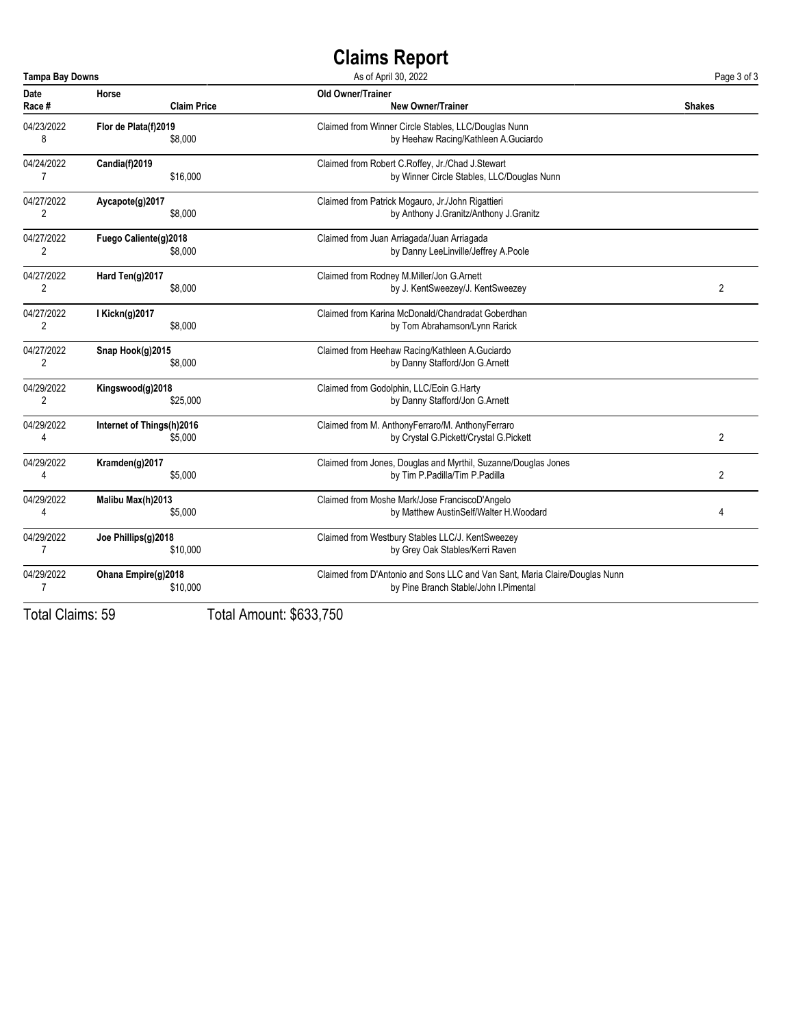# Claims Report

**Tampa Bay Downs** As of April 30, 2022

| Date / Race # | Horse / Claim Price | Old Owner/Trainer / New Owner/Trainer | Shakes |
|---|---|---|---|
| 04/23/2022 8 | **Flor de Plata(f)2019** $8,000 | Claimed from Winner Circle Stables, LLC/Douglas Nunn by Heehaw Racing/Kathleen A.Guciardo | |
| 04/24/2022 7 | **Candia(f)2019** $16,000 | Claimed from Robert C.Roffey, Jr./Chad J.Stewart by Winner Circle Stables, LLC/Douglas Nunn | |
| 04/27/2022 2 | **Aycapote(g)2017** $8,000 | Claimed from Patrick Mogauro, Jr./John Rigattieri by Anthony J.Granitz/Anthony J.Granitz | |
| 04/27/2022 2 | **Fuego Caliente(g)2018** $8,000 | Claimed from Juan Arriagada/Juan Arriagada by Danny LeeLinville/Jeffrey A.Poole | |
| 04/27/2022 2 | **Hard Ten(g)2017** $8,000 | Claimed from Rodney M.Miller/Jon G.Arnett by J. KentSweezey/J. KentSweezey | 2 |
| 04/27/2022 2 | **I Kickn(g)2017** $8,000 | Claimed from Karina McDonald/Chandradat Goberdhan by Tom Abrahamson/Lynn Rarick | |
| 04/27/2022 2 | **Snap Hook(g)2015** $8,000 | Claimed from Heehaw Racing/Kathleen A.Guciardo by Danny Stafford/Jon G.Arnett | |
| 04/29/2022 2 | **Kingswood(g)2018** $25,000 | Claimed from Godolphin, LLC/Eoin G.Harty by Danny Stafford/Jon G.Arnett | |
| 04/29/2022 4 | **Internet of Things(h)2016** $5,000 | Claimed from M. AnthonyFerraro/M. AnthonyFerraro by Crystal G.Pickett/Crystal G.Pickett | 2 |
| 04/29/2022 4 | **Kramden(g)2017** $5,000 | Claimed from Jones, Douglas and Myrthil, Suzanne/Douglas Jones by Tim P.Padilla/Tim P.Padilla | 2 |
| 04/29/2022 4 | **Malibu Max(h)2013** $5,000 | Claimed from Moshe Mark/Jose FranciscoD'Angelo by Matthew AustinSelf/Walter H.Woodard | 4 |
| 04/29/2022 7 | **Joe Phillips(g)2018** $10,000 | Claimed from Westbury Stables LLC/J. KentSweezey by Grey Oak Stables/Kerri Raven | |
| 04/29/2022 7 | **Ohana Empire(g)2018** $10,000 | Claimed from D'Antonio and Sons LLC and Van Sant, Maria Claire/Douglas Nunn by Pine Branch Stable/John I.Pimental | |

Total Claims: 59 Total Amount: $633,750